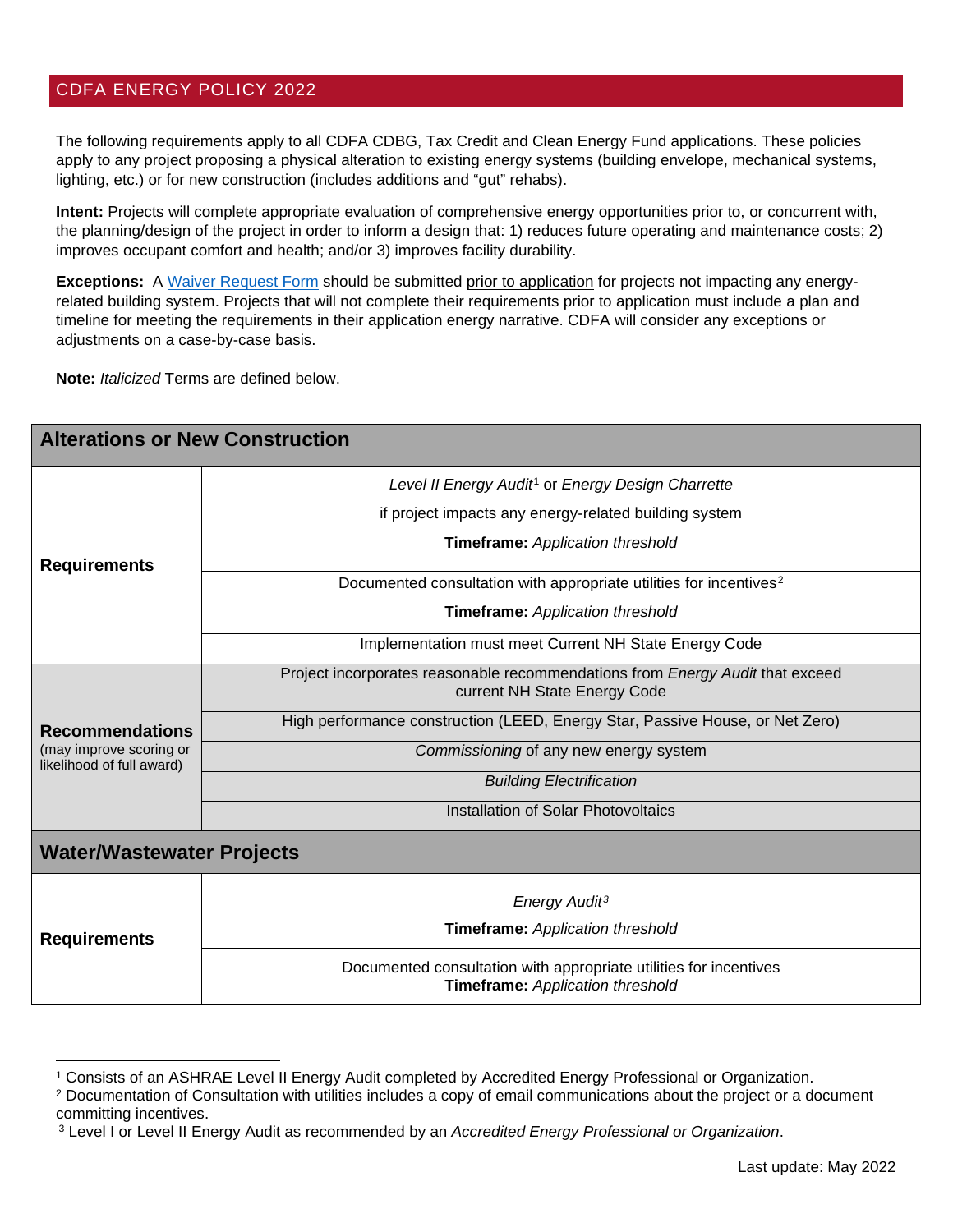# CDFA ENERGY POLICY 2022

The following requirements apply to all CDFA CDBG, Tax Credit and Clean Energy Fund applications. These policies apply to any project proposing a physical alteration to existing energy systems (building envelope, mechanical systems, lighting, etc.) or for new construction (includes additions and "gut" rehabs).

**Intent:** Projects will complete appropriate evaluation of comprehensive energy opportunities prior to, or concurrent with, the planning/design of the project in order to inform a design that: 1) reduces future operating and maintenance costs; 2) improves occupant comfort and health; and/or 3) improves facility durability.

**Exceptions:** A Waiver Request Form should be submitted prior to application for projects not impacting any energy-related building system. Projects that will not complete their requirements prior to application must include a plan and timeline for meeting the requirements in their application energy narrative. CDFA will consider any exceptions or adjustments on a case-by-case basis.

**Note:** *Italicized* Terms are defined below.

| **Alterations or New Construction** | |
|---|---|
| **Requirements** | *Level II Energy Audit*[1] or *Energy Design Charrette* if project impacts any energy-related building system **Timeframe:** *Application threshold* |
| | Documented consultation with appropriate utilities for incentives[2] **Timeframe:** *Application threshold* |
| | Implementation must meet Current NH State Energy Code |
| **Recommendations** (may improve scoring or likelihood of full award) | Project incorporates reasonable recommendations from *Energy Audit* that exceed current NH State Energy Code |
| | High performance construction (LEED, Energy Star, Passive House, or Net Zero) |
| | *Commissioning* of any new energy system |
| | *Building Electrification* |
| | Installation of Solar Photovoltaics |
| **Water/Wastewater Projects** | |
| **Requirements** | *Energy Audit*[3] **Timeframe:** *Application threshold* |
| | Documented consultation with appropriate utilities for incentives **Timeframe:** *Application threshold* |

[1] Consists of an ASHRAE Level II Energy Audit completed by Accredited Energy Professional or Organization.

[2] Documentation of Consultation with utilities includes a copy of email communications about the project or a document committing incentives.

[3] Level I or Level II Energy Audit as recommended by an *Accredited Energy Professional or Organization*.

Last update: May 2022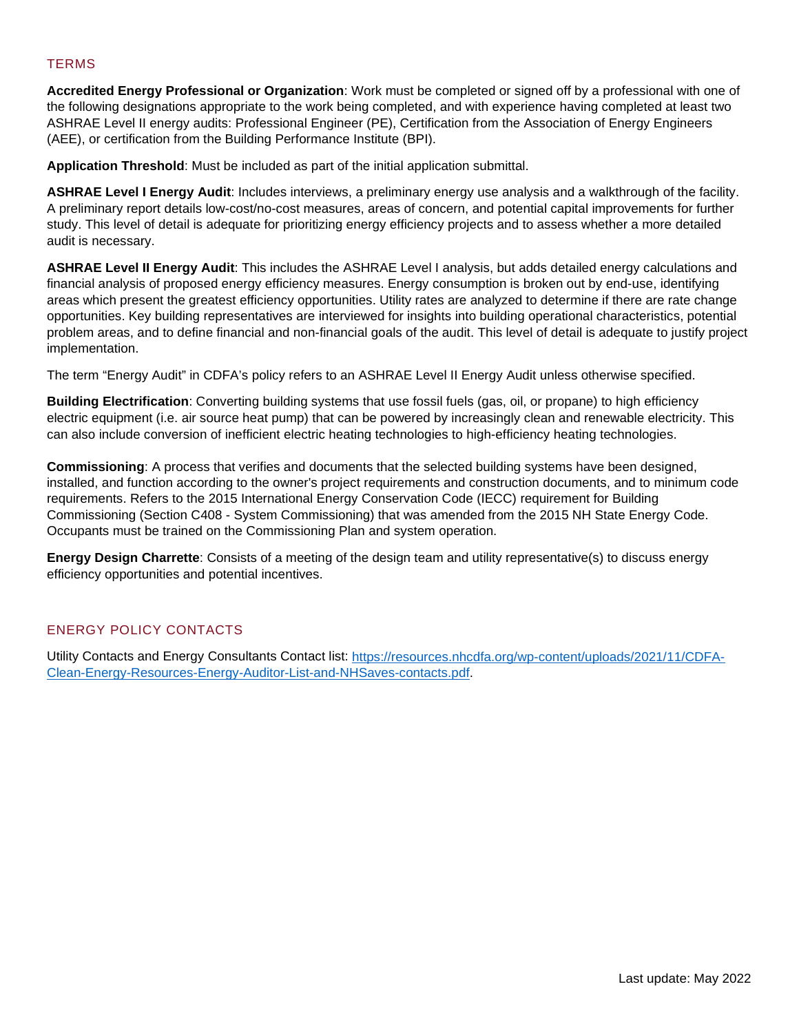## TERMS

**Accredited Energy Professional or Organization**: Work must be completed or signed off by a professional with one of the following designations appropriate to the work being completed, and with experience having completed at least two ASHRAE Level II energy audits: Professional Engineer (PE), Certification from the Association of Energy Engineers (AEE), or certification from the Building Performance Institute (BPI).

**Application Threshold**: Must be included as part of the initial application submittal.

**ASHRAE Level I Energy Audit**: Includes interviews, a preliminary energy use analysis and a walkthrough of the facility. A preliminary report details low-cost/no-cost measures, areas of concern, and potential capital improvements for further study. This level of detail is adequate for prioritizing energy efficiency projects and to assess whether a more detailed audit is necessary.

**ASHRAE Level II Energy Audit**: This includes the ASHRAE Level I analysis, but adds detailed energy calculations and financial analysis of proposed energy efficiency measures. Energy consumption is broken out by end-use, identifying areas which present the greatest efficiency opportunities. Utility rates are analyzed to determine if there are rate change opportunities. Key building representatives are interviewed for insights into building operational characteristics, potential problem areas, and to define financial and non-financial goals of the audit. This level of detail is adequate to justify project implementation.

The term "Energy Audit" in CDFA's policy refers to an ASHRAE Level II Energy Audit unless otherwise specified.

**Building Electrification**: Converting building systems that use fossil fuels (gas, oil, or propane) to high efficiency electric equipment (i.e. air source heat pump) that can be powered by increasingly clean and renewable electricity. This can also include conversion of inefficient electric heating technologies to high-efficiency heating technologies.

**Commissioning**: A process that verifies and documents that the selected building systems have been designed, installed, and function according to the owner's project requirements and construction documents, and to minimum code requirements. Refers to the 2015 International Energy Conservation Code (IECC) requirement for Building Commissioning (Section C408 - System Commissioning) that was amended from the 2015 NH State Energy Code. Occupants must be trained on the Commissioning Plan and system operation.

**Energy Design Charrette**: Consists of a meeting of the design team and utility representative(s) to discuss energy efficiency opportunities and potential incentives.

## ENERGY POLICY CONTACTS

Utility Contacts and Energy Consultants Contact list: [https://resources.nhcdfa.org/wp-content/uploads/2021/11/CDFA-Clean-Energy-Resources-Energy-Auditor-List-and-NHSaves-contacts.pdf](https://resources.nhcdfa.org/wp-content/uploads/2021/11/CDFA-Clean-Energy-Resources-Energy-Auditor-List-and-NHSaves-contacts.pdf).

Last update: May 2022